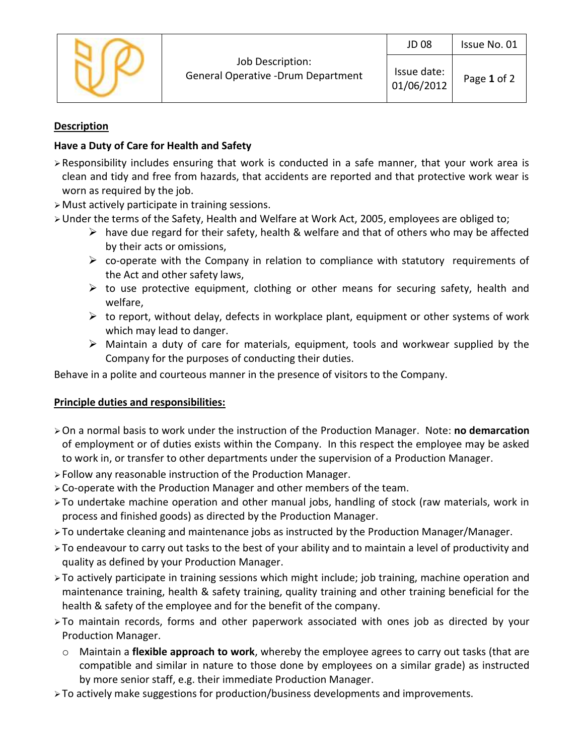| | Job Description: General Operative -Drum Department | JD 08 | Issue No. 01 |
|---|---|---|---|
| | | Issue date: 01/06/2012 | Page **1** of 2 |

## Description

### Have a Duty of Care for Health and Safety

- Responsibility includes ensuring that work is conducted in a safe manner, that your work area is clean and tidy and free from hazards, that accidents are reported and that protective work wear is worn as required by the job.
- Must actively participate in training sessions.
- Under the terms of the Safety, Health and Welfare at Work Act, 2005, employees are obliged to;
    - have due regard for their safety, health & welfare and that of others who may be affected by their acts or omissions,
    - co-operate with the Company in relation to compliance with statutory requirements of the Act and other safety laws,
    - to use protective equipment, clothing or other means for securing safety, health and welfare,
    - to report, without delay, defects in workplace plant, equipment or other systems of work which may lead to danger.
    - Maintain a duty of care for materials, equipment, tools and workwear supplied by the Company for the purposes of conducting their duties.

Behave in a polite and courteous manner in the presence of visitors to the Company.

## Principle duties and responsibilities:

- On a normal basis to work under the instruction of the Production Manager. Note: **no demarcation** of employment or of duties exists within the Company. In this respect the employee may be asked to work in, or transfer to other departments under the supervision of a Production Manager.
- Follow any reasonable instruction of the Production Manager.
- Co-operate with the Production Manager and other members of the team.
- To undertake machine operation and other manual jobs, handling of stock (raw materials, work in process and finished goods) as directed by the Production Manager.
- To undertake cleaning and maintenance jobs as instructed by the Production Manager/Manager.
- To endeavour to carry out tasks to the best of your ability and to maintain a level of productivity and quality as defined by your Production Manager.
- To actively participate in training sessions which might include; job training, machine operation and maintenance training, health & safety training, quality training and other training beneficial for the health & safety of the employee and for the benefit of the company.
- To maintain records, forms and other paperwork associated with ones job as directed by your Production Manager.
    - Maintain a **flexible approach to work**, whereby the employee agrees to carry out tasks (that are compatible and similar in nature to those done by employees on a similar grade) as instructed by more senior staff, e.g. their immediate Production Manager.
- To actively make suggestions for production/business developments and improvements.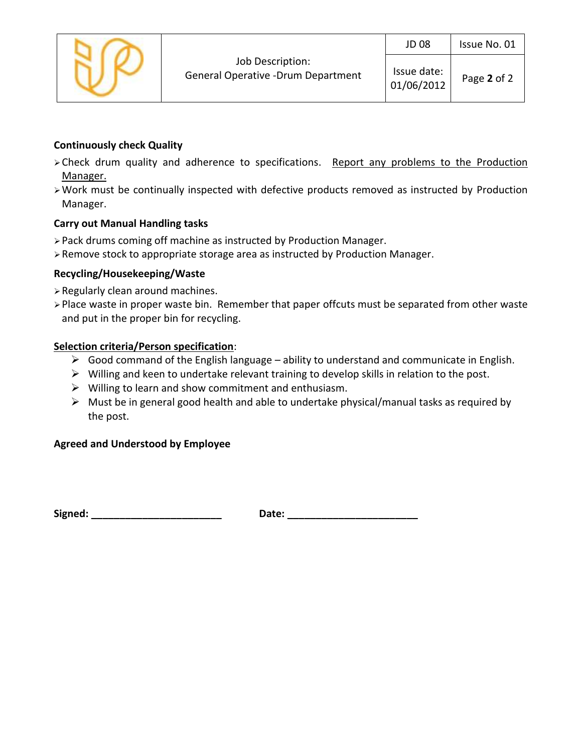**Continuously check Quality**

- Check drum quality and adherence to specifications. Report any problems to the Production Manager.
- Work must be continually inspected with defective products removed as instructed by Production Manager.

**Carry out Manual Handling tasks**

- Pack drums coming off machine as instructed by Production Manager.
- Remove stock to appropriate storage area as instructed by Production Manager.

**Recycling/Housekeeping/Waste**

- Regularly clean around machines.
- Place waste in proper waste bin. Remember that paper offcuts must be separated from other waste and put in the proper bin for recycling.

**Selection criteria/Person specification**:

- Good command of the English language – ability to understand and communicate in English.
- Willing and keen to undertake relevant training to develop skills in relation to the post.
- Willing to learn and show commitment and enthusiasm.
- Must be in general good health and able to undertake physical/manual tasks as required by the post.

**Agreed and Understood by Employee**

**Signed: ______________________** **Date: ______________________**